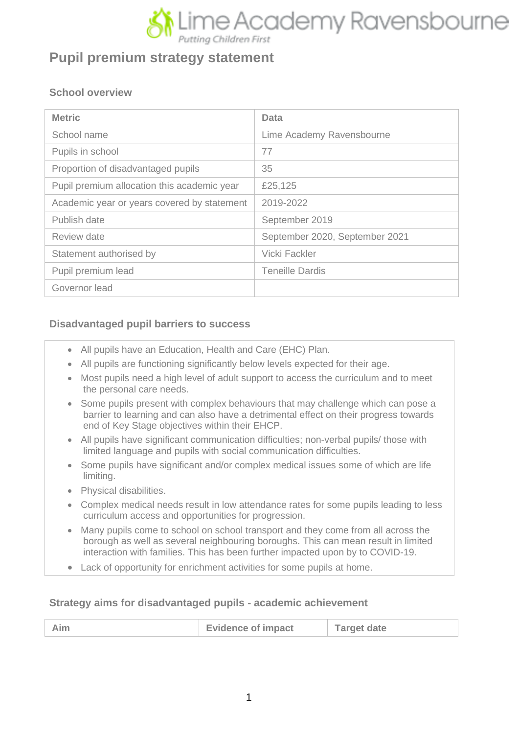# Pupil premium strategy statement

## School overview

| Metric | Data |
|---|---|
| School name | Lime Academy Ravensbourne |
| Pupils in school | 77 |
| Proportion of disadvantaged pupils | 35 |
| Pupil premium allocation this academic year | £25,125 |
| Academic year or years covered by statement | 2019-2022 |
| Publish date | September 2019 |
| Review date | September 2020, September 2021 |
| Statement authorised by | Vicki Fackler |
| Pupil premium lead | Teneille Dardis |
| Governor lead | |

## Disadvantaged pupil barriers to success

- All pupils have an Education, Health and Care (EHC) Plan.
- All pupils are functioning significantly below levels expected for their age.
- Most pupils need a high level of adult support to access the curriculum and to meet the personal care needs.
- Some pupils present with complex behaviours that may challenge which can pose a barrier to learning and can also have a detrimental effect on their progress towards end of Key Stage objectives within their EHCP.
- All pupils have significant communication difficulties; non-verbal pupils/ those with limited language and pupils with social communication difficulties.
- Some pupils have significant and/or complex medical issues some of which are life limiting.
- Physical disabilities.
- Complex medical needs result in low attendance rates for some pupils leading to less curriculum access and opportunities for progression.
- Many pupils come to school on school transport and they come from all across the borough as well as several neighbouring boroughs. This can mean result in limited interaction with families. This has been further impacted upon by to COVID-19.
- Lack of opportunity for enrichment activities for some pupils at home.

## Strategy aims for disadvantaged pupils - academic achievement

| Aim | Evidence of impact | Target date |
|---|---|---|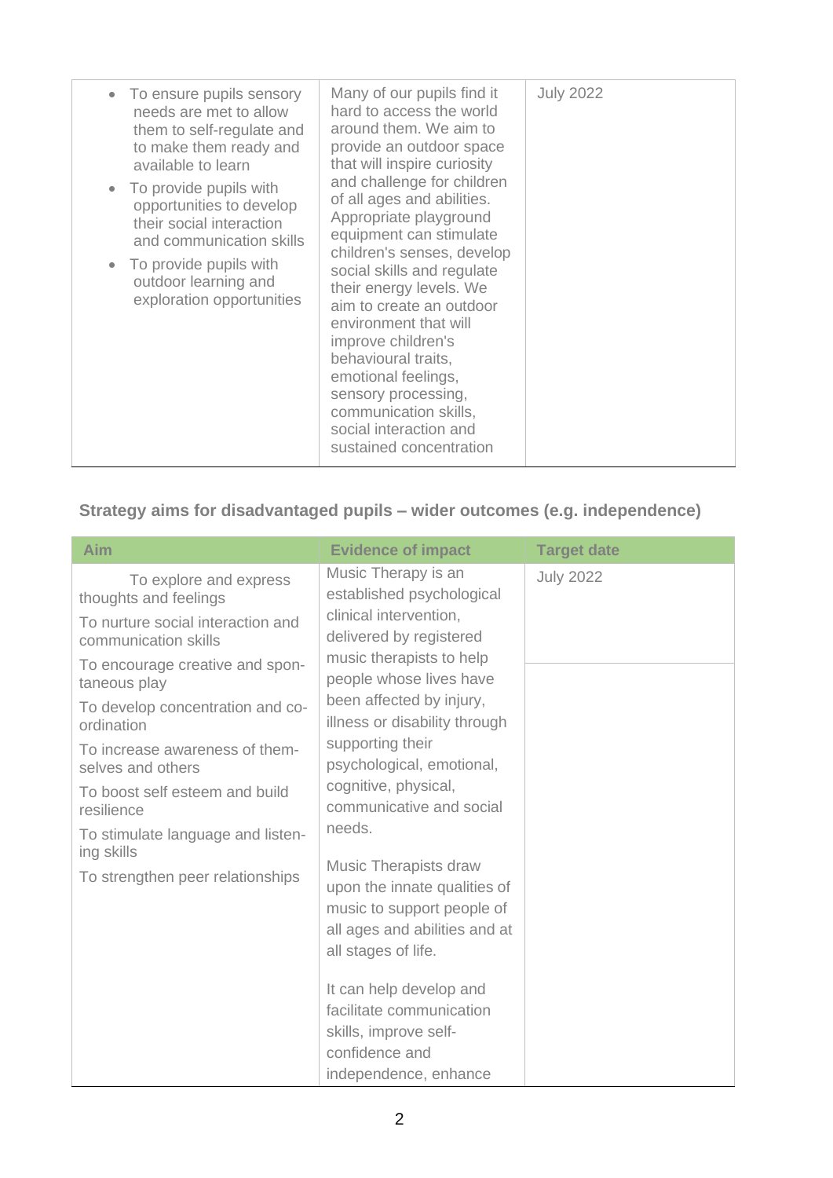| | | |
|---|---|---|
| • To ensure pupils sensory needs are met to allow them to self-regulate and to make them ready and available to learn<br>• To provide pupils with opportunities to develop their social interaction and communication skills<br>• To provide pupils with outdoor learning and exploration opportunities | Many of our pupils find it hard to access the world around them. We aim to provide an outdoor space that will inspire curiosity and challenge for children of all ages and abilities. Appropriate playground equipment can stimulate children's senses, develop social skills and regulate their energy levels. We aim to create an outdoor environment that will improve children's behavioural traits, emotional feelings, sensory processing, communication skills, social interaction and sustained concentration | July 2022 |

### Strategy aims for disadvantaged pupils – wider outcomes (e.g. independence)

| Aim | Evidence of impact | Target date |
|---|---|---|
| To explore and express thoughts and feelings<br>To nurture social interaction and communication skills<br>To encourage creative and spontaneous play<br>To develop concentration and co-ordination<br>To increase awareness of themselves and others<br>To boost self esteem and build resilience<br>To stimulate language and listening skills<br>To strengthen peer relationships | Music Therapy is an established psychological clinical intervention, delivered by registered music therapists to help people whose lives have been affected by injury, illness or disability through supporting their psychological, emotional, cognitive, physical, communicative and social needs.<br><br>Music Therapists draw upon the innate qualities of music to support people of all ages and abilities and at all stages of life.<br><br>It can help develop and facilitate communication skills, improve self-confidence and independence, enhance | July 2022 |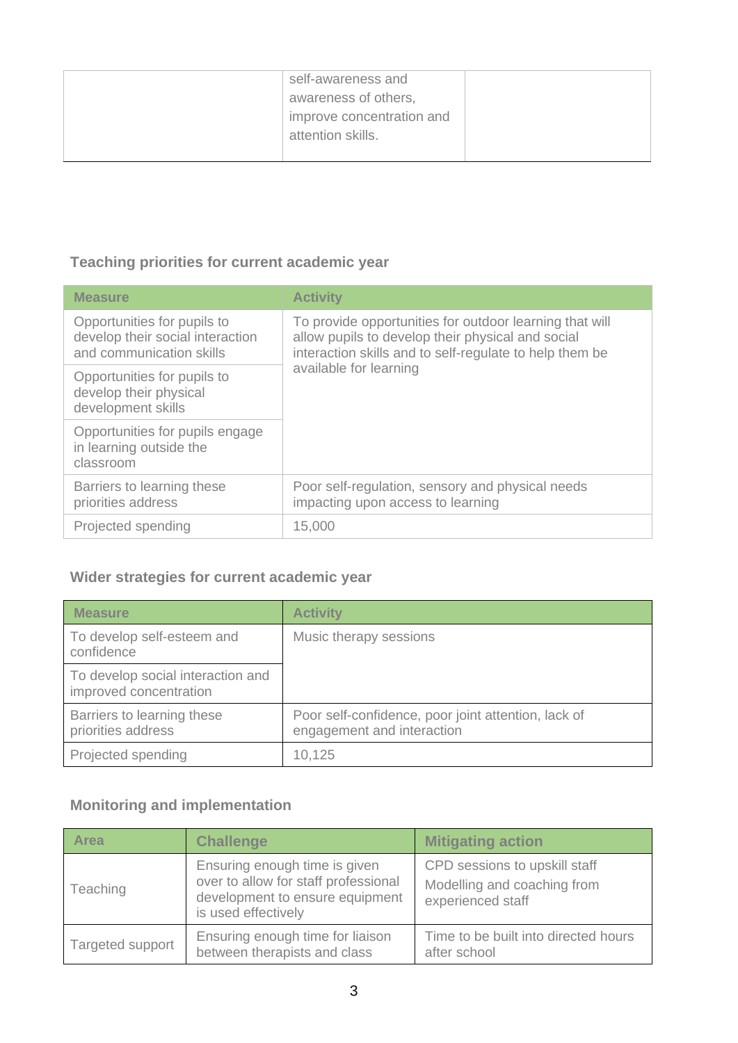| | self-awareness and awareness of others, improve concentration and attention skills. | |
|---|---|---|

### Teaching priorities for current academic year

| Measure | Activity |
|---|---|
| Opportunities for pupils to develop their social interaction and communication skills | To provide opportunities for outdoor learning that will allow pupils to develop their physical and social interaction skills and to self-regulate to help them be available for learning |
| Opportunities for pupils to develop their physical development skills | |
| Opportunities for pupils engage in learning outside the classroom | |
| Barriers to learning these priorities address | Poor self-regulation, sensory and physical needs impacting upon access to learning |
| Projected spending | 15,000 |

### Wider strategies for current academic year

| Measure | Activity |
|---|---|
| To develop self-esteem and confidence | Music therapy sessions |
| To develop social interaction and improved concentration | |
| Barriers to learning these priorities address | Poor self-confidence, poor joint attention, lack of engagement and interaction |
| Projected spending | 10,125 |

### Monitoring and implementation

| Area | Challenge | Mitigating action |
|---|---|---|
| Teaching | Ensuring enough time is given over to allow for staff professional development to ensure equipment is used effectively | CPD sessions to upskill staff<br>Modelling and coaching from experienced staff |
| Targeted support | Ensuring enough time for liaison between therapists and class | Time to be built into directed hours after school |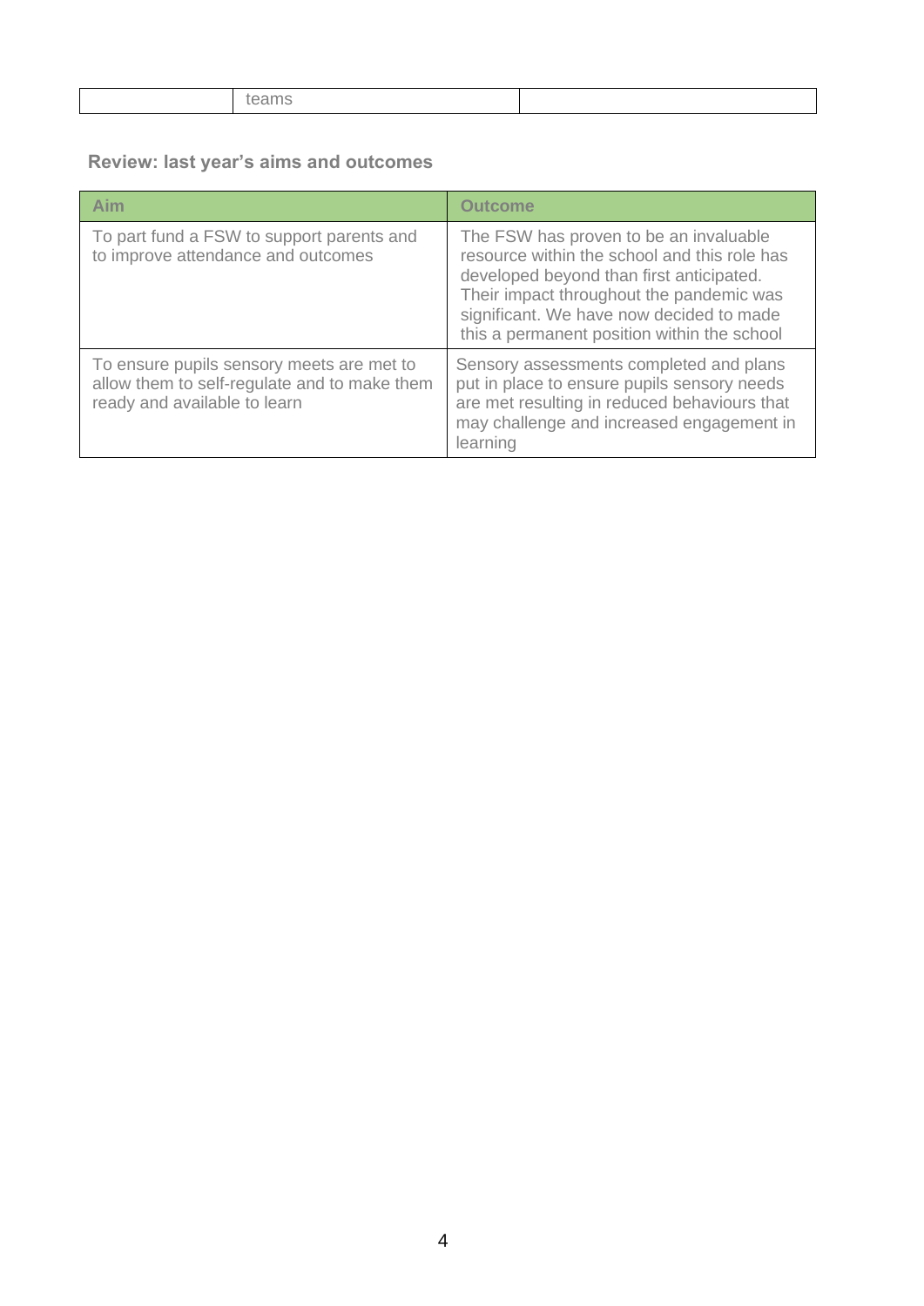| | | |
|---|---|---|
| | teams | |

## Review: last year's aims and outcomes

| Aim | Outcome |
|---|---|
| To part fund a FSW to support parents and to improve attendance and outcomes | The FSW has proven to be an invaluable resource within the school and this role has developed beyond than first anticipated. Their impact throughout the pandemic was significant. We have now decided to made this a permanent position within the school |
| To ensure pupils sensory meets are met to allow them to self-regulate and to make them ready and available to learn | Sensory assessments completed and plans put in place to ensure pupils sensory needs are met resulting in reduced behaviours that may challenge and increased engagement in learning |